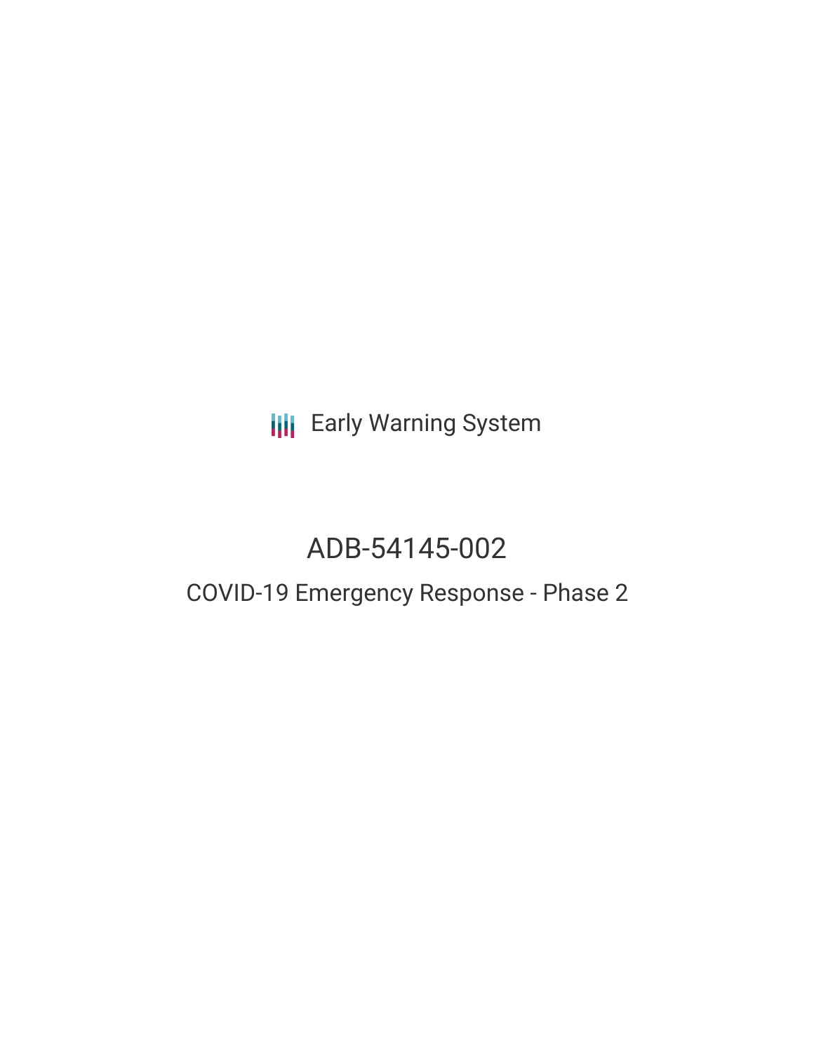Early Warning System

# ADB-54145-002

## COVID-19 Emergency Response - Phase 2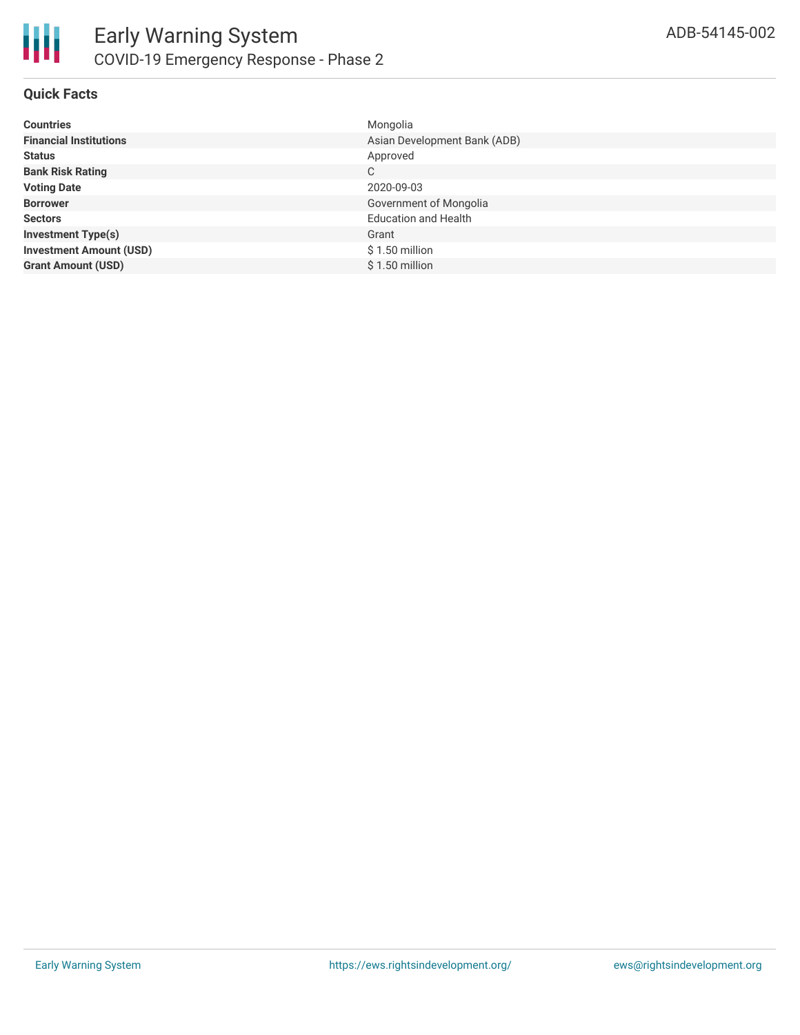# Early Warning System

## COVID-19 Emergency Response - Phase 2

ADB-54145-002

### Quick Facts

| | |
|---|---|
| **Countries** | Mongolia |
| **Financial Institutions** | Asian Development Bank (ADB) |
| **Status** | Approved |
| **Bank Risk Rating** | C |
| **Voting Date** | 2020-09-03 |
| **Borrower** | Government of Mongolia |
| **Sectors** | Education and Health |
| **Investment Type(s)** | Grant |
| **Investment Amount (USD)** | $ 1.50 million |
| **Grant Amount (USD)** | $ 1.50 million |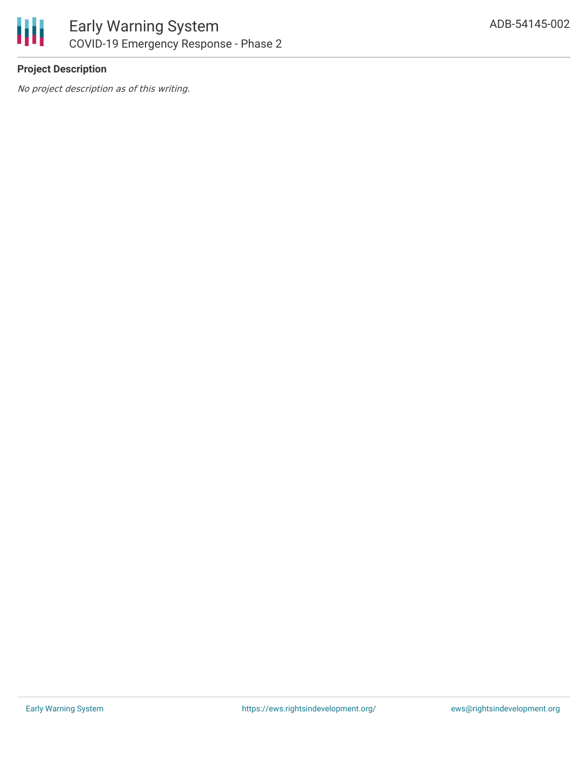**Project Description**

*No project description as of this writing.*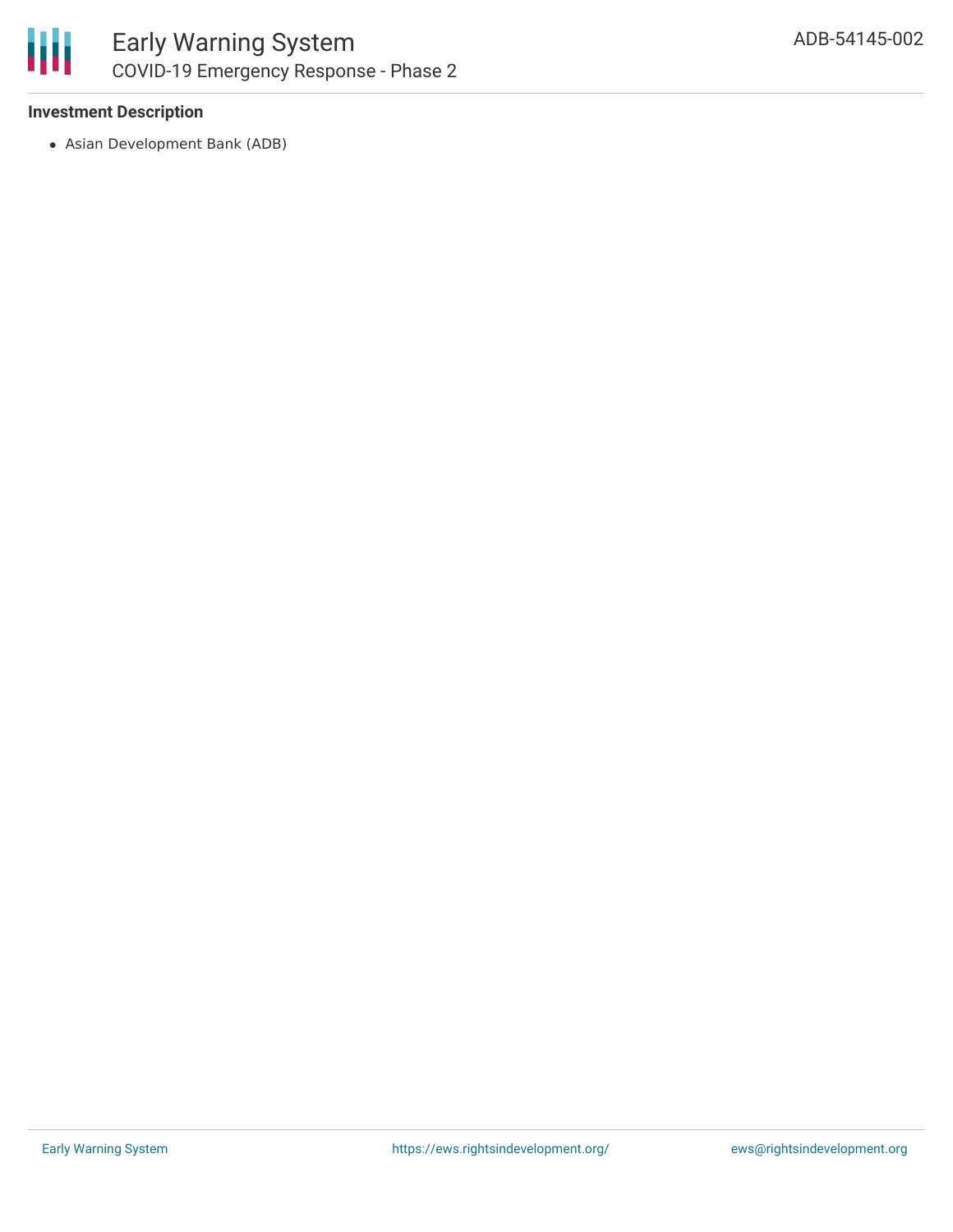### Investment Description

- Asian Development Bank (ADB)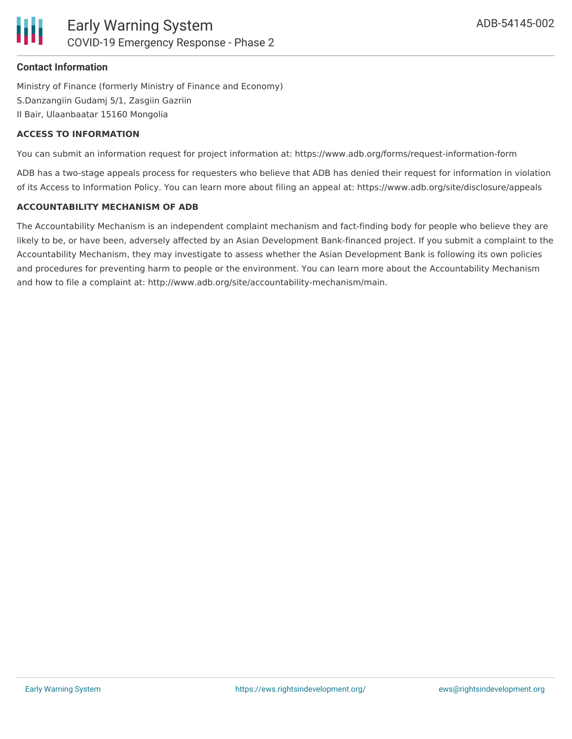**Contact Information**

Ministry of Finance (formerly Ministry of Finance and Economy)
S.Danzangiin Gudamj 5/1, Zasgiin Gazriin
II Bair, Ulaanbaatar 15160 Mongolia

**ACCESS TO INFORMATION**

You can submit an information request for project information at: https://www.adb.org/forms/request-information-form

ADB has a two-stage appeals process for requesters who believe that ADB has denied their request for information in violation of its Access to Information Policy. You can learn more about filing an appeal at: https://www.adb.org/site/disclosure/appeals

**ACCOUNTABILITY MECHANISM OF ADB**

The Accountability Mechanism is an independent complaint mechanism and fact-finding body for people who believe they are likely to be, or have been, adversely affected by an Asian Development Bank-financed project. If you submit a complaint to the Accountability Mechanism, they may investigate to assess whether the Asian Development Bank is following its own policies and procedures for preventing harm to people or the environment. You can learn more about the Accountability Mechanism and how to file a complaint at: http://www.adb.org/site/accountability-mechanism/main.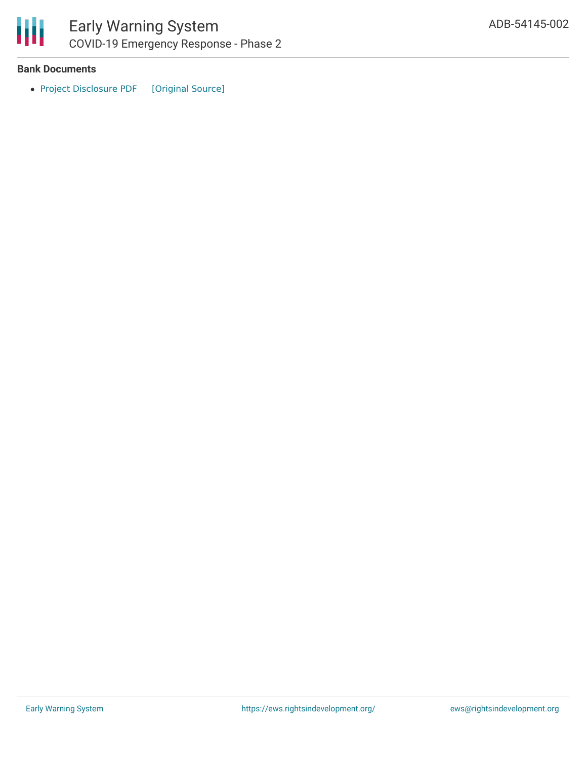**Bank Documents**

- Project Disclosure PDF [Original Source]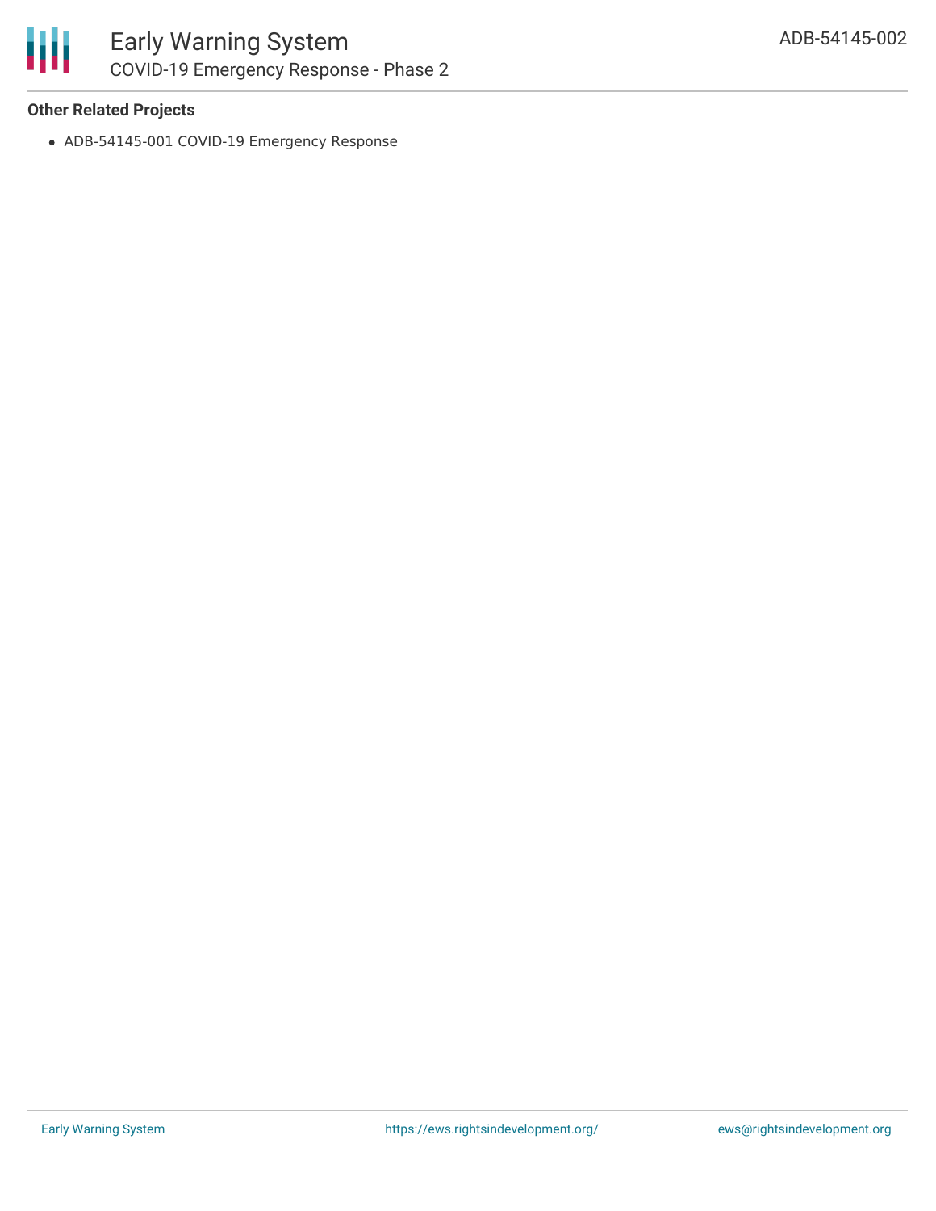**Other Related Projects**

- ADB-54145-001 COVID-19 Emergency Response